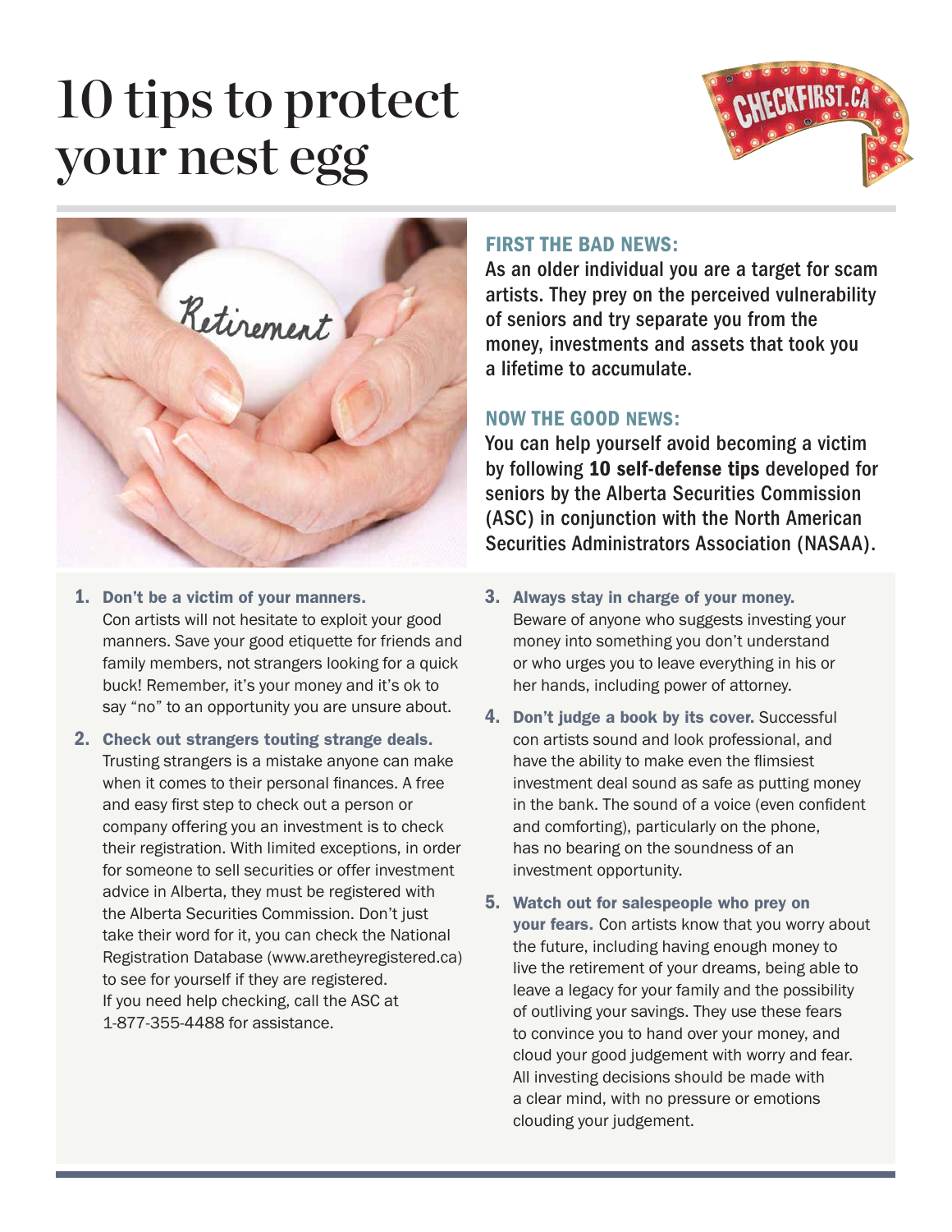# 10 tips to protect your nest egg

CHECKFIRST.CA

## FIRST THE BAD NEWS:

As an older individual you are a target for scam artists. They prey on the perceived vulnerability of seniors and try separate you from the money, investments and assets that took you a lifetime to accumulate.

## NOW THE GOOD NEWS:

You can help yourself avoid becoming a victim by following **10 self-defense tips** developed for seniors by the Alberta Securities Commission (ASC) in conjunction with the North American Securities Administrators Association (NASAA).

1. **Don't be a victim of your manners.** Con artists will not hesitate to exploit your good manners. Save your good etiquette for friends and family members, not strangers looking for a quick buck! Remember, it's your money and it's ok to say "no" to an opportunity you are unsure about.

2. **Check out strangers touting strange deals.** Trusting strangers is a mistake anyone can make when it comes to their personal finances. A free and easy first step to check out a person or company offering you an investment is to check their registration. With limited exceptions, in order for someone to sell securities or offer investment advice in Alberta, they must be registered with the Alberta Securities Commission. Don't just take their word for it, you can check the National Registration Database (www.aretheyregistered.ca) to see for yourself if they are registered. If you need help checking, call the ASC at 1-877-355-4488 for assistance.

3. **Always stay in charge of your money.** Beware of anyone who suggests investing your money into something you don't understand or who urges you to leave everything in his or her hands, including power of attorney.

4. **Don't judge a book by its cover.** Successful con artists sound and look professional, and have the ability to make even the flimsiest investment deal sound as safe as putting money in the bank. The sound of a voice (even confident and comforting), particularly on the phone, has no bearing on the soundness of an investment opportunity.

5. **Watch out for salespeople who prey on your fears.** Con artists know that you worry about the future, including having enough money to live the retirement of your dreams, being able to leave a legacy for your family and the possibility of outliving your savings. They use these fears to convince you to hand over your money, and cloud your good judgement with worry and fear. All investing decisions should be made with a clear mind, with no pressure or emotions clouding your judgement.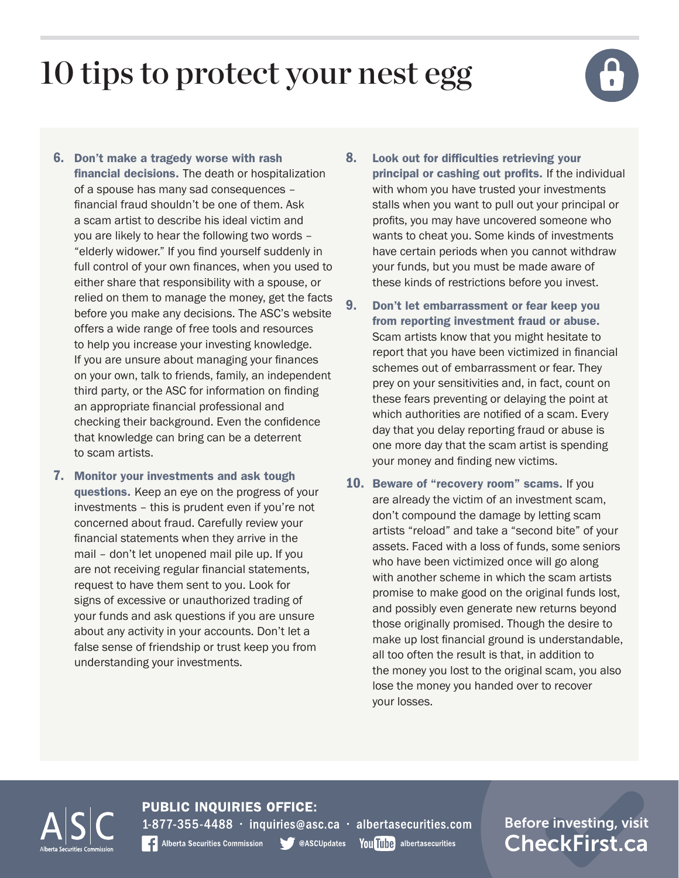# 10 tips to protect your nest egg

6. **Don't make a tragedy worse with rash financial decisions.** The death or hospitalization of a spouse has many sad consequences – financial fraud shouldn't be one of them. Ask a scam artist to describe his ideal victim and you are likely to hear the following two words – "elderly widower." If you find yourself suddenly in full control of your own finances, when you used to either share that responsibility with a spouse, or relied on them to manage the money, get the facts before you make any decisions. The ASC's website offers a wide range of free tools and resources to help you increase your investing knowledge. If you are unsure about managing your finances on your own, talk to friends, family, an independent third party, or the ASC for information on finding an appropriate financial professional and checking their background. Even the confidence that knowledge can bring can be a deterrent to scam artists.

7. **Monitor your investments and ask tough questions.** Keep an eye on the progress of your investments – this is prudent even if you're not concerned about fraud. Carefully review your financial statements when they arrive in the mail – don't let unopened mail pile up. If you are not receiving regular financial statements, request to have them sent to you. Look for signs of excessive or unauthorized trading of your funds and ask questions if you are unsure about any activity in your accounts. Don't let a false sense of friendship or trust keep you from understanding your investments.

8. **Look out for difficulties retrieving your principal or cashing out profits.** If the individual with whom you have trusted your investments stalls when you want to pull out your principal or profits, you may have uncovered someone who wants to cheat you. Some kinds of investments have certain periods when you cannot withdraw your funds, but you must be made aware of these kinds of restrictions before you invest.

9. **Don't let embarrassment or fear keep you from reporting investment fraud or abuse.** Scam artists know that you might hesitate to report that you have been victimized in financial schemes out of embarrassment or fear. They prey on your sensitivities and, in fact, count on these fears preventing or delaying the point at which authorities are notified of a scam. Every day that you delay reporting fraud or abuse is one more day that the scam artist is spending your money and finding new victims.

10. **Beware of "recovery room" scams.** If you are already the victim of an investment scam, don't compound the damage by letting scam artists "reload" and take a "second bite" of your assets. Faced with a loss of funds, some seniors who have been victimized once will go along with another scheme in which the scam artists promise to make good on the original funds lost, and possibly even generate new returns beyond those originally promised. Though the desire to make up lost financial ground is understandable, all too often the result is that, in addition to the money you lost to the original scam, you also lose the money you handed over to recover your losses.

ASC Alberta Securities Commission

**PUBLIC INQUIRIES OFFICE:**

1-877-355-4488 · inquiries@asc.ca · albertasecurities.com

Alberta Securities Commission · @ASCUpdates · YouTube albertasecurities

Before investing, visit **CheckFirst.ca**